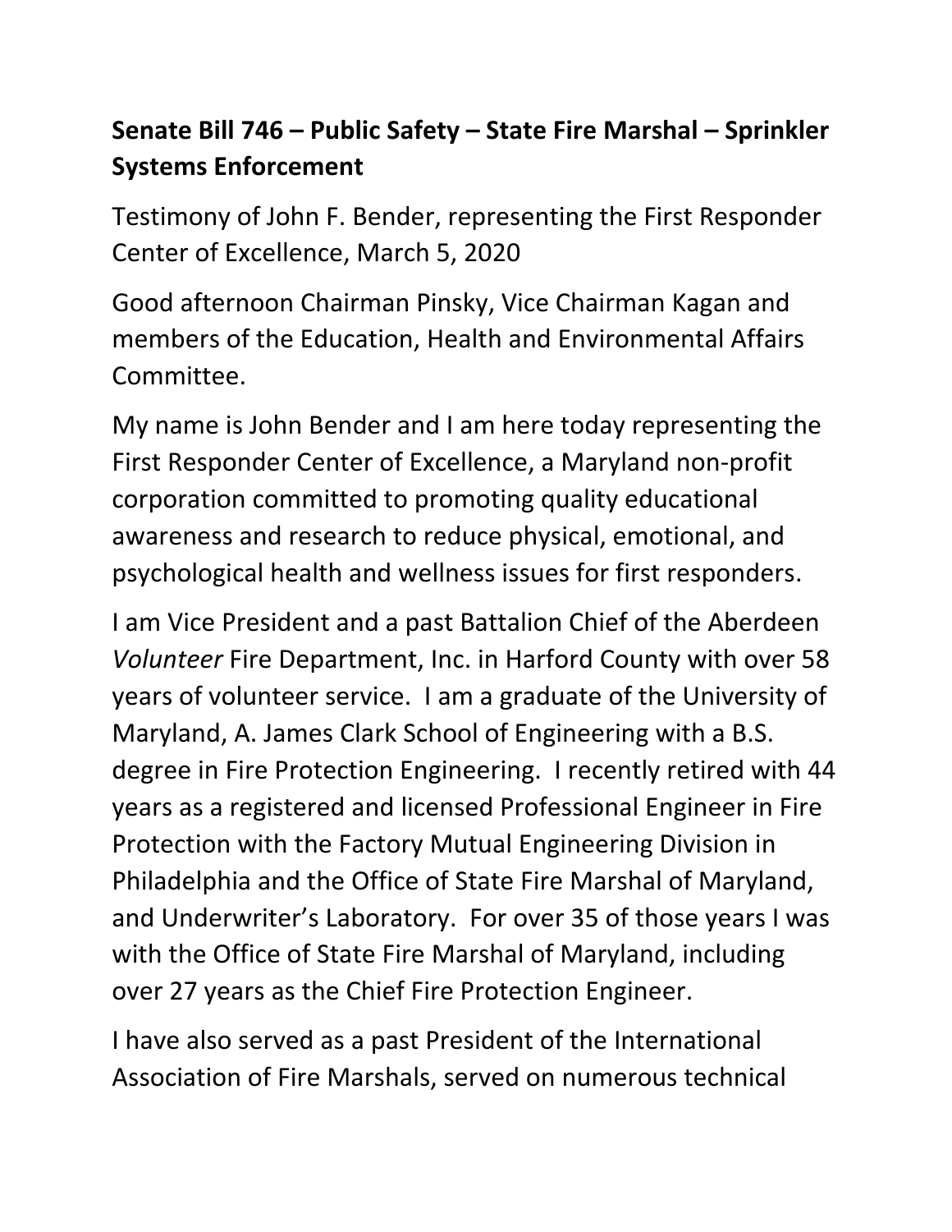**Senate Bill 746 – Public Safety – State Fire Marshal – Sprinkler Systems Enforcement**

Testimony of John F. Bender, representing the First Responder Center of Excellence, March 5, 2020

Good afternoon Chairman Pinsky, Vice Chairman Kagan and members of the Education, Health and Environmental Affairs Committee.

My name is John Bender and I am here today representing the First Responder Center of Excellence, a Maryland non-profit corporation committed to promoting quality educational awareness and research to reduce physical, emotional, and psychological health and wellness issues for first responders.

I am Vice President and a past Battalion Chief of the Aberdeen *Volunteer* Fire Department, Inc. in Harford County with over 58 years of volunteer service. I am a graduate of the University of Maryland, A. James Clark School of Engineering with a B.S. degree in Fire Protection Engineering. I recently retired with 44 years as a registered and licensed Professional Engineer in Fire Protection with the Factory Mutual Engineering Division in Philadelphia and the Office of State Fire Marshal of Maryland, and Underwriter's Laboratory. For over 35 of those years I was with the Office of State Fire Marshal of Maryland, including over 27 years as the Chief Fire Protection Engineer.

I have also served as a past President of the International Association of Fire Marshals, served on numerous technical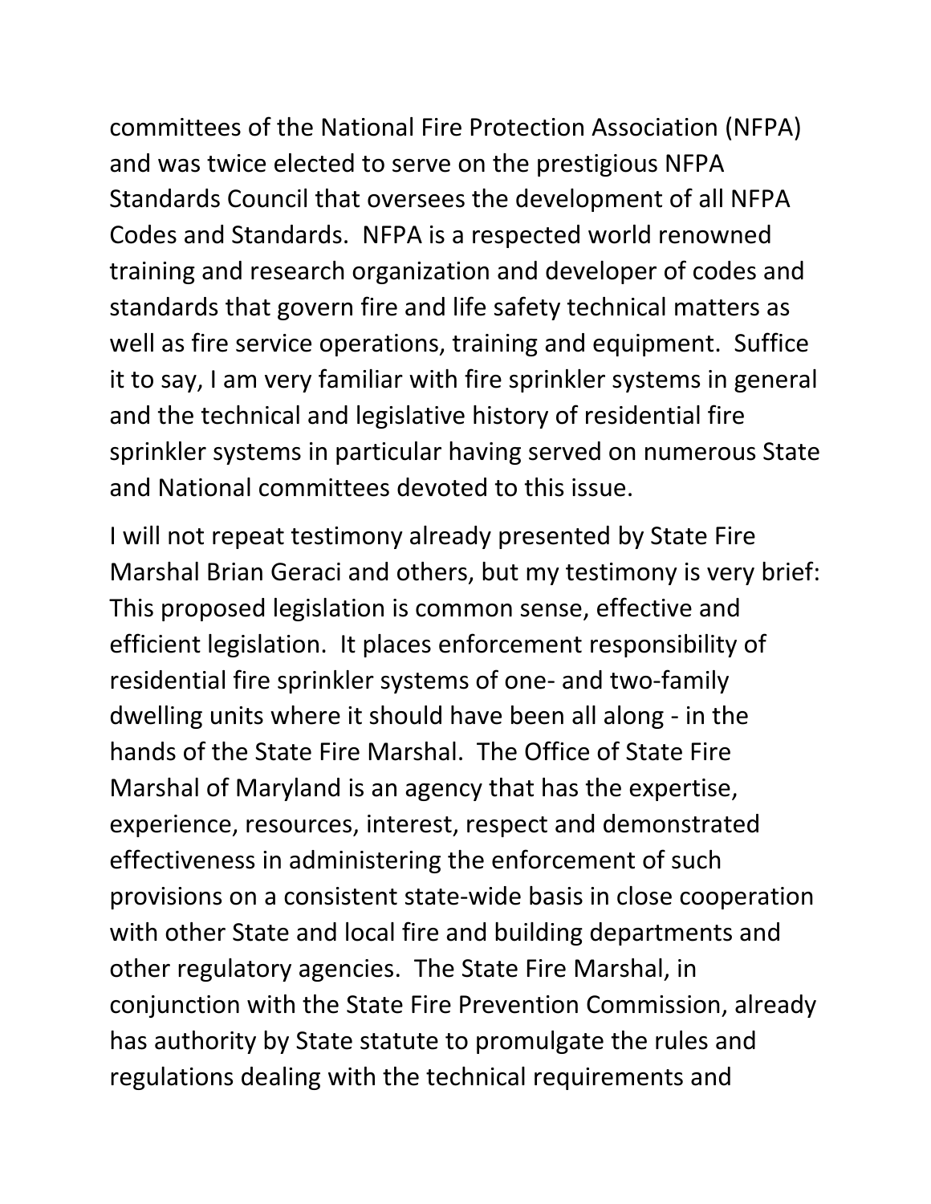committees of the National Fire Protection Association (NFPA) and was twice elected to serve on the prestigious NFPA Standards Council that oversees the development of all NFPA Codes and Standards. NFPA is a respected world renowned training and research organization and developer of codes and standards that govern fire and life safety technical matters as well as fire service operations, training and equipment. Suffice it to say, I am very familiar with fire sprinkler systems in general and the technical and legislative history of residential fire sprinkler systems in particular having served on numerous State and National committees devoted to this issue.

I will not repeat testimony already presented by State Fire Marshal Brian Geraci and others, but my testimony is very brief: This proposed legislation is common sense, effective and efficient legislation. It places enforcement responsibility of residential fire sprinkler systems of one- and two-family dwelling units where it should have been all along - in the hands of the State Fire Marshal. The Office of State Fire Marshal of Maryland is an agency that has the expertise, experience, resources, interest, respect and demonstrated effectiveness in administering the enforcement of such provisions on a consistent state-wide basis in close cooperation with other State and local fire and building departments and other regulatory agencies. The State Fire Marshal, in conjunction with the State Fire Prevention Commission, already has authority by State statute to promulgate the rules and regulations dealing with the technical requirements and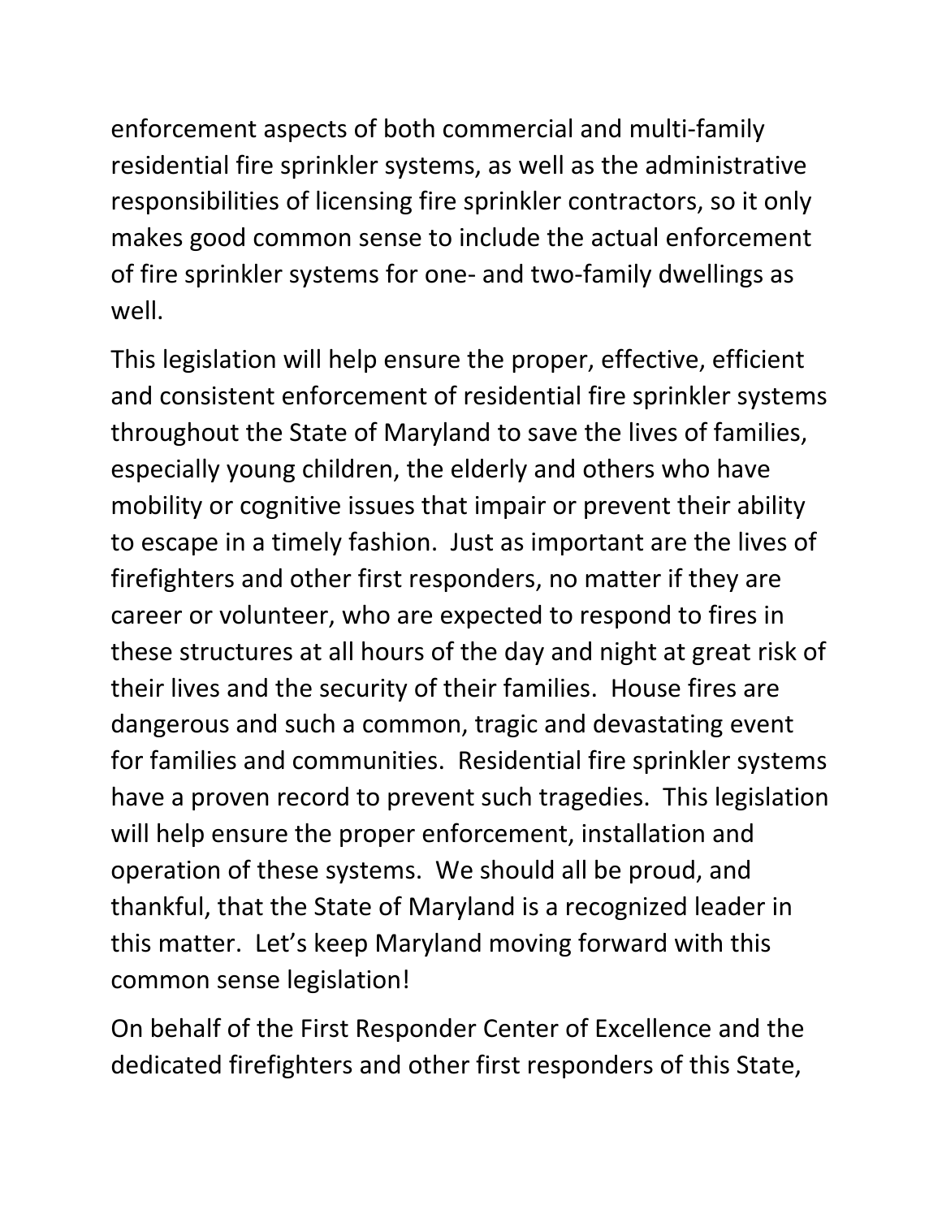enforcement aspects of both commercial and multi-family residential fire sprinkler systems, as well as the administrative responsibilities of licensing fire sprinkler contractors, so it only makes good common sense to include the actual enforcement of fire sprinkler systems for one- and two-family dwellings as well.

This legislation will help ensure the proper, effective, efficient and consistent enforcement of residential fire sprinkler systems throughout the State of Maryland to save the lives of families, especially young children, the elderly and others who have mobility or cognitive issues that impair or prevent their ability to escape in a timely fashion. Just as important are the lives of firefighters and other first responders, no matter if they are career or volunteer, who are expected to respond to fires in these structures at all hours of the day and night at great risk of their lives and the security of their families. House fires are dangerous and such a common, tragic and devastating event for families and communities. Residential fire sprinkler systems have a proven record to prevent such tragedies. This legislation will help ensure the proper enforcement, installation and operation of these systems. We should all be proud, and thankful, that the State of Maryland is a recognized leader in this matter. Let's keep Maryland moving forward with this common sense legislation!

On behalf of the First Responder Center of Excellence and the dedicated firefighters and other first responders of this State,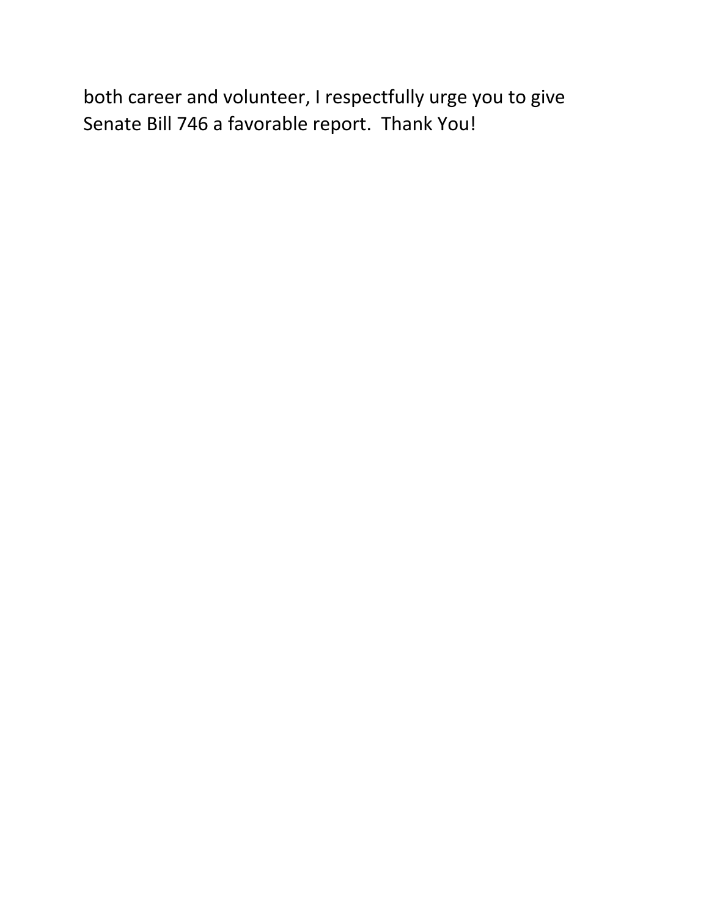both career and volunteer, I respectfully urge you to give Senate Bill 746 a favorable report. Thank You!